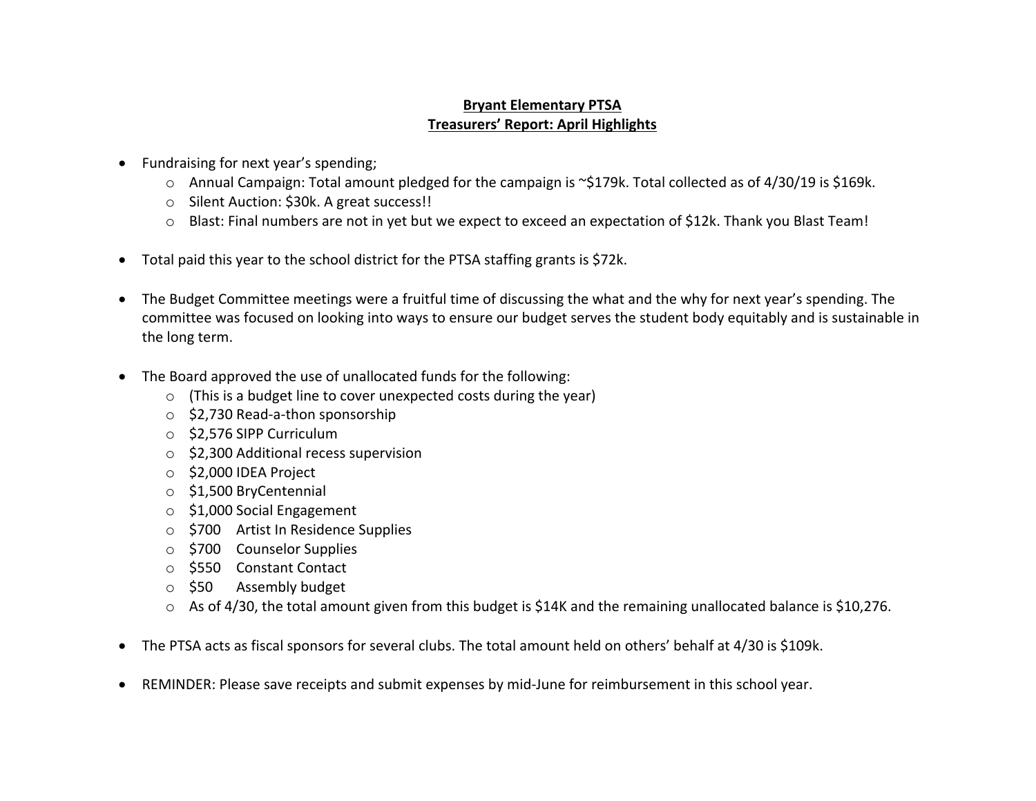# Bryant Elementary PTSA

## Treasurers' Report: April Highlights

- Fundraising for next year's spending;
  - Annual Campaign: Total amount pledged for the campaign is ~$179k. Total collected as of 4/30/19 is $169k.
  - Silent Auction: $30k. A great success!!
  - Blast: Final numbers are not in yet but we expect to exceed an expectation of $12k. Thank you Blast Team!

- Total paid this year to the school district for the PTSA staffing grants is $72k.

- The Budget Committee meetings were a fruitful time of discussing the what and the why for next year's spending. The committee was focused on looking into ways to ensure our budget serves the student body equitably and is sustainable in the long term.

- The Board approved the use of unallocated funds for the following:
  - (This is a budget line to cover unexpected costs during the year)
  - $2,730 Read-a-thon sponsorship
  - $2,576 SIPP Curriculum
  - $2,300 Additional recess supervision
  - $2,000 IDEA Project
  - $1,500 BryCentennial
  - $1,000 Social Engagement
  - $700 Artist In Residence Supplies
  - $700 Counselor Supplies
  - $550 Constant Contact
  - $50 Assembly budget
  - As of 4/30, the total amount given from this budget is $14K and the remaining unallocated balance is $10,276.

- The PTSA acts as fiscal sponsors for several clubs. The total amount held on others' behalf at 4/30 is $109k.

- REMINDER: Please save receipts and submit expenses by mid-June for reimbursement in this school year.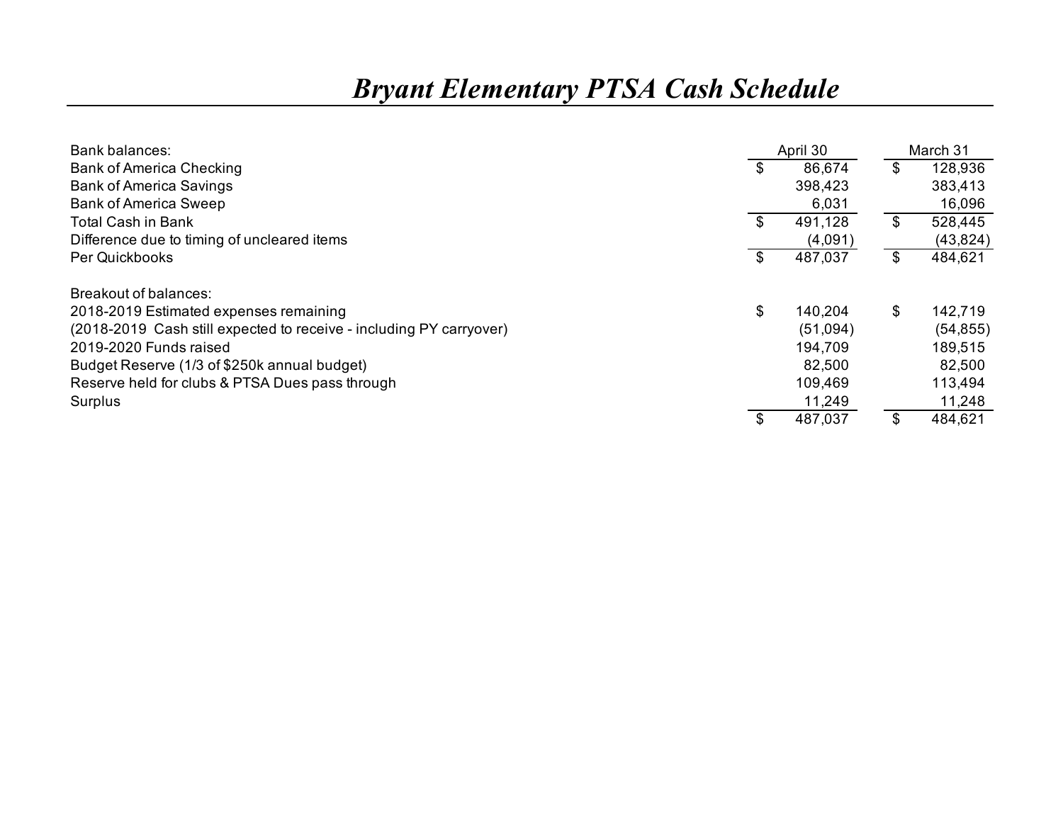# *Bryant Elementary PTSA Cash Schedule*

| Bank balances: | April 30 | March 31 |
|---|---|---|
| Bank of America Checking | $ 86,674 | $ 128,936 |
| Bank of America Savings | 398,423 | 383,413 |
| Bank of America Sweep | 6,031 | 16,096 |
| Total Cash in Bank | $ 491,128 | $ 528,445 |
| Difference due to timing of uncleared items | (4,091) | (43,824) |
| Per Quickbooks | $ 487,037 | $ 484,621 |
| | | |
| Breakout of balances: | | |
| 2018-2019 Estimated expenses remaining | $ 140,204 | $ 142,719 |
| (2018-2019 Cash still expected to receive - including PY carryover) | (51,094) | (54,855) |
| 2019-2020 Funds raised | 194,709 | 189,515 |
| Budget Reserve (1/3 of $250k annual budget) | 82,500 | 82,500 |
| Reserve held for clubs & PTSA Dues pass through | 109,469 | 113,494 |
| Surplus | 11,249 | 11,248 |
| | $ 487,037 | $ 484,621 |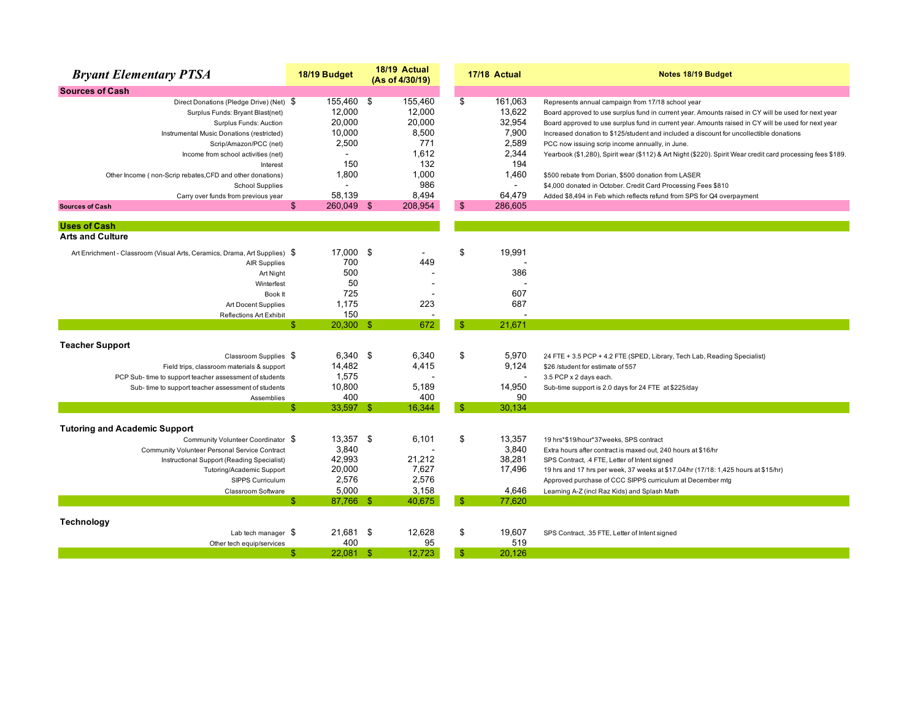| *Bryant Elementary PTSA* | 18/19 Budget | 18/19 Actual (As of 4/30/19) | 17/18 Actual | Notes 18/19 Budget |
|---|---|---|---|---|
| **Sources of Cash** | | | | |
| Direct Donations (Pledge Drive) (Net) | $ 155,460 | $ 155,460 | $ 161,063 | Represents annual campaign from 17/18 school year |
| Surplus Funds: Bryant Blast(net) | 12,000 | 12,000 | 13,622 | Board approved to use surplus fund in current year. Amounts raised in CY will be used for next year |
| Surplus Funds: Auction | 20,000 | 20,000 | 32,954 | Board approved to use surplus fund in current year. Amounts raised in CY will be used for next year |
| Instrumental Music Donations (restricted) | 10,000 | 8,500 | 7,900 | Increased donation to $125/student and included a discount for uncollectible donations |
| Scrip/Amazon/PCC (net) | 2,500 | 771 | 2,589 | PCC now issuing scrip income annually, in June. |
| Income from school activities (net) | - | 1,612 | 2,344 | Yearbook ($1,280), Spirit wear ($112) & Art Night ($220). Spirit Wear credit card processing fees $189. |
| Interest | 150 | 132 | 194 | |
| Other Income ( non-Scrip rebates,CFD and other donations) | 1,800 | 1,000 | 1,460 | $500 rebate from Dorian, $500 donation from LASER |
| School Supplies | - | 986 | - | $4,000 donated in October. Credit Card Processing Fees $810 |
| Carry over funds from previous year | 58,139 | 8,494 | 64,479 | Added $8,494 in Feb which reflects refund from SPS for Q4 overpayment |
| **Sources of Cash** | $ 260,049 | $ 208,954 | $ 286,605 | |
| | | | | |
| **Uses of Cash** | | | | |
| **Arts and Culture** | | | | |
| Art Enrichment - Classroom (Visual Arts, Ceramics, Drama, Art Supplies) | $ 17,000 | $ - | $ 19,991 | |
| AIR Supplies | 700 | 449 | - | |
| Art Night | 500 | - | 386 | |
| Winterfest | 50 | - | - | |
| Book It | 725 | - | 607 | |
| Art Docent Supplies | 1,175 | 223 | 687 | |
| Reflections Art Exhibit | 150 | - | - | |
| | $ 20,300 | $ 672 | $ 21,671 | |
| | | | | |
| **Teacher Support** | | | | |
| Classroom Supplies | $ 6,340 | $ 6,340 | $ 5,970 | 24 FTE + 3.5 PCP + 4.2 FTE (SPED, Library, Tech Lab, Reading Specialist) |
| Field trips, classroom materials & support | 14,482 | 4,415 | 9,124 | $26 /student for estimate of 557 |
| PCP Sub- time to support teacher assessment of students | 1,575 | - | - | 3.5 PCP x 2 days each. |
| Sub- time to support teacher assessment of students | 10,800 | 5,189 | 14,950 | Sub-time support is 2.0 days for 24 FTE at $225/day |
| Assemblies | 400 | 400 | 90 | |
| | $ 33,597 | $ 16,344 | $ 30,134 | |
| | | | | |
| **Tutoring and Academic Support** | | | | |
| Community Volunteer Coordinator | $ 13,357 | $ 6,101 | $ 13,357 | 19 hrs*$19/hour*37weeks, SPS contract |
| Community Volunteer Personal Service Contract | 3,840 | - | 3,840 | Extra hours after contract is maxed out, 240 hours at $16/hr |
| Instructional Support (Reading Specialist) | 42,993 | 21,212 | 38,281 | SPS Contract, .4 FTE, Letter of Intent signed |
| Tutoring/Academic Support | 20,000 | 7,627 | 17,496 | 19 hrs and 17 hrs per week, 37 weeks at $17.04/hr (17/18: 1,425 hours at $15/hr) |
| SIPPS Curriculum | 2,576 | 2,576 | | Approved purchase of CCC SIPPS curriculum at December mtg |
| Classroom Software | 5,000 | 3,158 | 4,646 | Learning A-Z (incl Raz Kids) and Splash Math |
| | $ 87,766 | $ 40,675 | $ 77,620 | |
| | | | | |
| **Technology** | | | | |
| Lab tech manager | $ 21,681 | $ 12,628 | $ 19,607 | SPS Contract, .35 FTE, Letter of Intent signed |
| Other tech equip/services | 400 | 95 | 519 | |
| | $ 22,081 | $ 12,723 | $ 20,126 | |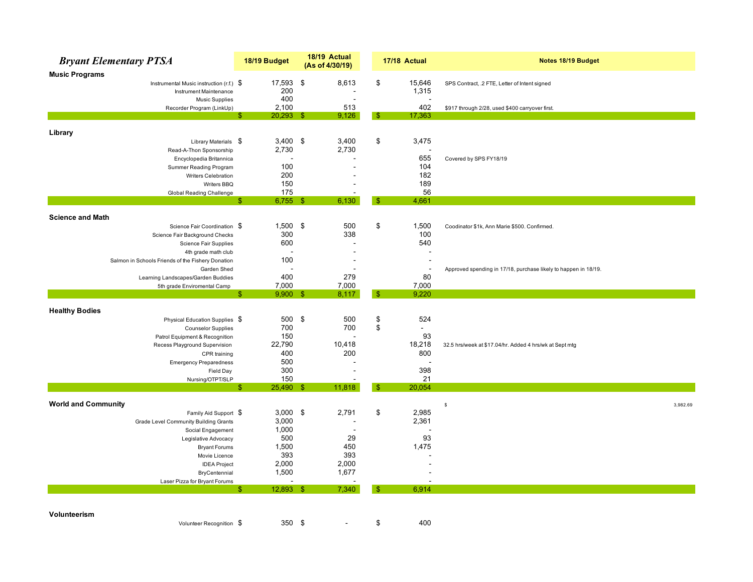| *Bryant Elementary PTSA* | 18/19 Budget | 18/19 Actual (As of 4/30/19) | 17/18 Actual | Notes 18/19 Budget |
|---|---|---|---|---|
| **Music Programs** | | | | |
| Instrumental Music instruction (r.f.) | $ 17,593 | $ 8,613 | $ 15,646 | SPS Contract, .2 FTE, Letter of Intent signed |
| Instrument Maintenance | 200 | - | 1,315 | |
| Music Supplies | 400 | - | - | |
| Recorder Program (LinkUp) | 2,100 | 513 | 402 | $917 through 2/28, used $400 carryover first. |
| | $ 20,293 | $ 9,126 | $ 17,363 | |
| **Library** | | | | |
| Library Materials | $ 3,400 | $ 3,400 | $ 3,475 | |
| Read-A-Thon Sponsorship | 2,730 | 2,730 | - | |
| Encyclopedia Britannica | - | - | 655 | Covered by SPS FY18/19 |
| Summer Reading Program | 100 | - | 104 | |
| Writers Celebration | 200 | - | 182 | |
| Writers BBQ | 150 | - | 189 | |
| Global Reading Challenge | 175 | - | 56 | |
| | $ 6,755 | $ 6,130 | $ 4,661 | |
| **Science and Math** | | | | |
| Science Fair Coordination | $ 1,500 | $ 500 | $ 1,500 | Coodinator $1k, Ann Marie $500. Confirmed. |
| Science Fair Background Checks | 300 | 338 | 100 | |
| Science Fair Supplies | 600 | - | 540 | |
| 4th grade math club | - | - | - | |
| Salmon in Schools Friends of the Fishery Donation | 100 | - | - | |
| Garden Shed | - | - | - | Approved spending in 17/18, purchase likely to happen in 18/19. |
| Learning Landscapes/Garden Buddies | 400 | 279 | 80 | |
| 5th grade Enviromental Camp | 7,000 | 7,000 | 7,000 | |
| | $ 9,900 | $ 8,117 | $ 9,220 | |
| **Healthy Bodies** | | | | |
| Physical Education Supplies | $ 500 | $ 500 | $ 524 | |
| Counselor Supplies | 700 | 700 | $ - | |
| Patrol Equipment & Recognition | 150 | - | 93 | |
| Recess Playground Supervision | 22,790 | 10,418 | 18,218 | 32.5 hrs/week at $17.04/hr. Added 4 hrs/wk at Sept mtg |
| CPR training | 400 | 200 | 800 | |
| Emergency Preparedness | 500 | - | - | |
| Field Day | 300 | - | 398 | |
| Nursing/OTPT/SLP | 150 | - | 21 | |
| | $ 25,490 | $ 11,818 | $ 20,054 | |
| **World and Community** | | | | $ 3,982.69 |
| Family Aid Support | $ 3,000 | $ 2,791 | $ 2,985 | |
| Grade Level Community Building Grants | 3,000 | - | 2,361 | |
| Social Engagement | 1,000 | - | - | |
| Legislative Advocacy | 500 | 29 | 93 | |
| Bryant Forums | 1,500 | 450 | 1,475 | |
| Movie Licence | 393 | 393 | - | |
| IDEA Project | 2,000 | 2,000 | - | |
| BryCentennial | 1,500 | 1,677 | - | |
| Laser Pizza for Bryant Forums | - | - | - | |
| | $ 12,893 | $ 7,340 | $ 6,914 | |
| **Volunteerism** | | | | |
| Volunteer Recognition | $ 350 | $ - | $ 400 | |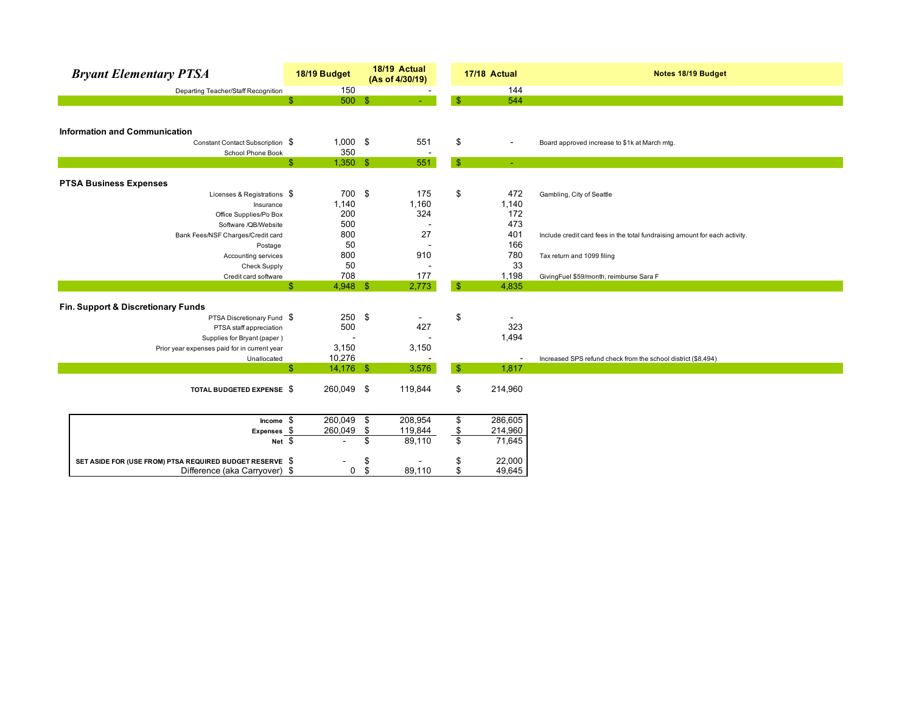| *Bryant Elementary PTSA* | 18/19 Budget | 18/19 Actual (As of 4/30/19) | 17/18 Actual | Notes 18/19 Budget |
|---|---|---|---|---|
| Departing Teacher/Staff Recognition | 150 | - | 144 | |
| | $ 500 | $ - | $ 544 | |
| **Information and Communication** | | | | |
| Constant Contact Subscription | $ 1,000 | $ 551 | $ - | Board approved increase to $1k at March mtg. |
| School Phone Book | 350 | - | | |
| | $ 1,350 | $ 551 | $ - | |
| **PTSA Business Expenses** | | | | |
| Licenses & Registrations | $ 700 | $ 175 | $ 472 | Gambling, City of Seattle |
| Insurance | 1,140 | 1,160 | 1,140 | |
| Office Supplies/Po Box | 200 | 324 | 172 | |
| Software /QB/Website | 500 | - | 473 | |
| Bank Fees/NSF Charges/Credit card | 800 | 27 | 401 | Include credit card fees in the total fundraising amount for each activity. |
| Postage | 50 | - | 166 | |
| Accounting services | 800 | 910 | 780 | Tax return and 1099 filing |
| Check Supply | 50 | - | 33 | |
| Credit card software | 708 | 177 | 1,198 | GivingFuel $59/month, reimburse Sara F |
| | $ 4,948 | $ 2,773 | $ 4,835 | |
| **Fin. Support & Discretionary Funds** | | | | |
| PTSA Discretionary Fund | $ 250 | $ - | $ - | |
| PTSA staff appreciation | 500 | 427 | 323 | |
| Supplies for Bryant (paper ) | - | - | 1,494 | |
| Prior year expenses paid for in current year | 3,150 | 3,150 | | |
| Unallocated | 10,276 | - | - | Increased SPS refund check from the school district ($8,494) |
| | $ 14,176 | $ 3,576 | $ 1,817 | |
| **TOTAL BUDGETED EXPENSE** | $ 260,049 | $ 119,844 | $ 214,960 | |

| | 18/19 Budget | 18/19 Actual (As of 4/30/19) | 17/18 Actual |
|---|---|---|---|
| **Income** | $ 260,049 | $ 208,954 | $ 286,605 |
| **Expenses** | $ 260,049 | $ 119,844 | $ 214,960 |
| **Net** | $ - | $ 89,110 | $ 71,645 |
| **SET ASIDE FOR (USE FROM) PTSA REQUIRED BUDGET RESERVE** | $ - | $ - | $ 22,000 |
| Difference (aka Carryover) | $ 0 | $ 89,110 | $ 49,645 |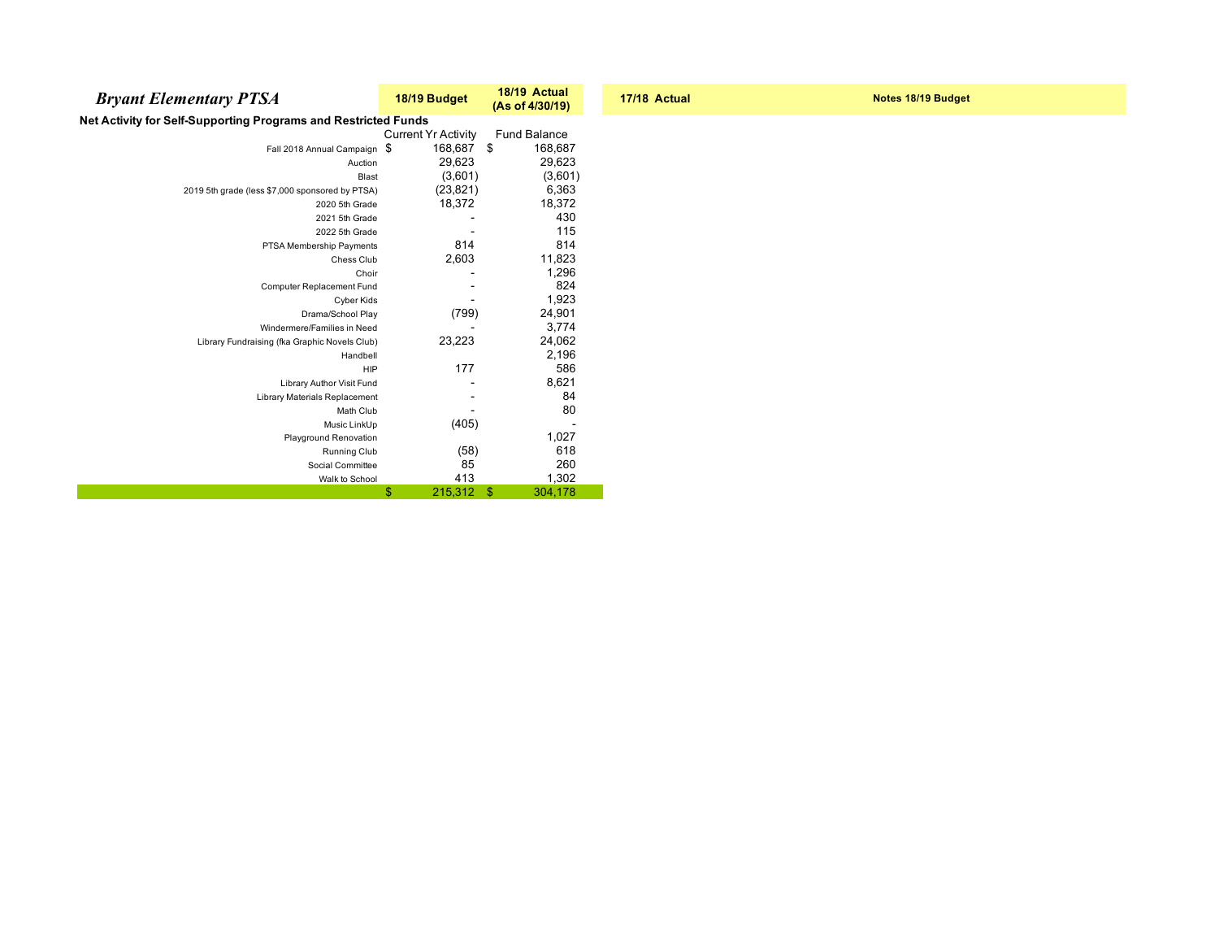# *Bryant Elementary PTSA*

| | 18/19 Budget | 18/19 Actual (As of 4/30/19) | 17/18 Actual | Notes 18/19 Budget |
|---|---|---|---|---|

**Net Activity for Self-Supporting Programs and Restricted Funds**

| | Current Yr Activity | Fund Balance |
|---|---|---|
| Fall 2018 Annual Campaign | $ 168,687 | $ 168,687 |
| Auction | 29,623 | 29,623 |
| Blast | (3,601) | (3,601) |
| 2019 5th grade (less $7,000 sponsored by PTSA) | (23,821) | 6,363 |
| 2020 5th Grade | 18,372 | 18,372 |
| 2021 5th Grade | - | 430 |
| 2022 5th Grade | - | 115 |
| PTSA Membership Payments | 814 | 814 |
| Chess Club | 2,603 | 11,823 |
| Choir | - | 1,296 |
| Computer Replacement Fund | - | 824 |
| Cyber Kids | - | 1,923 |
| Drama/School Play | (799) | 24,901 |
| Windermere/Families in Need | - | 3,774 |
| Library Fundraising (fka Graphic Novels Club) | 23,223 | 24,062 |
| Handbell | | 2,196 |
| HIP | 177 | 586 |
| Library Author Visit Fund | - | 8,621 |
| Library Materials Replacement | - | 84 |
| Math Club | - | 80 |
| Music LinkUp | (405) | - |
| Playground Renovation | | 1,027 |
| Running Club | (58) | 618 |
| Social Committee | 85 | 260 |
| Walk to School | 413 | 1,302 |
| | $ 215,312 | $ 304,178 |